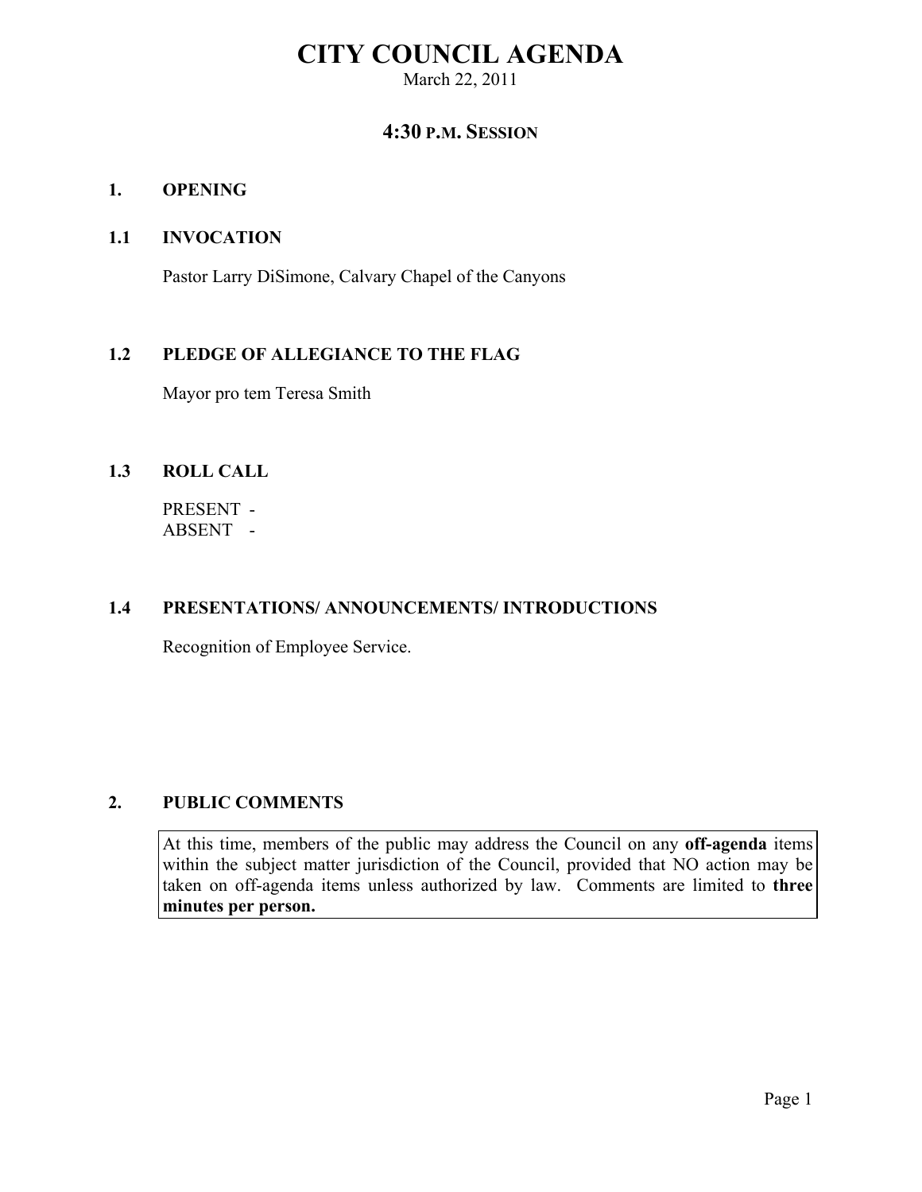# CITY COUNCIL AGENDA

March 22, 2011

## 4:30 P.M. SESSION

### 1. OPENING

### 1.1 INVOCATION

Pastor Larry DiSimone, Calvary Chapel of the Canyons

### 1.2 PLEDGE OF ALLEGIANCE TO THE FLAG

Mayor pro tem Teresa Smith

### 1.3 ROLL CALL

PRESENT -
ABSENT -

### 1.4 PRESENTATIONS/ ANNOUNCEMENTS/ INTRODUCTIONS

Recognition of Employee Service.

### 2. PUBLIC COMMENTS

At this time, members of the public may address the Council on any **off-agenda** items within the subject matter jurisdiction of the Council, provided that NO action may be taken on off-agenda items unless authorized by law. Comments are limited to **three minutes per person.**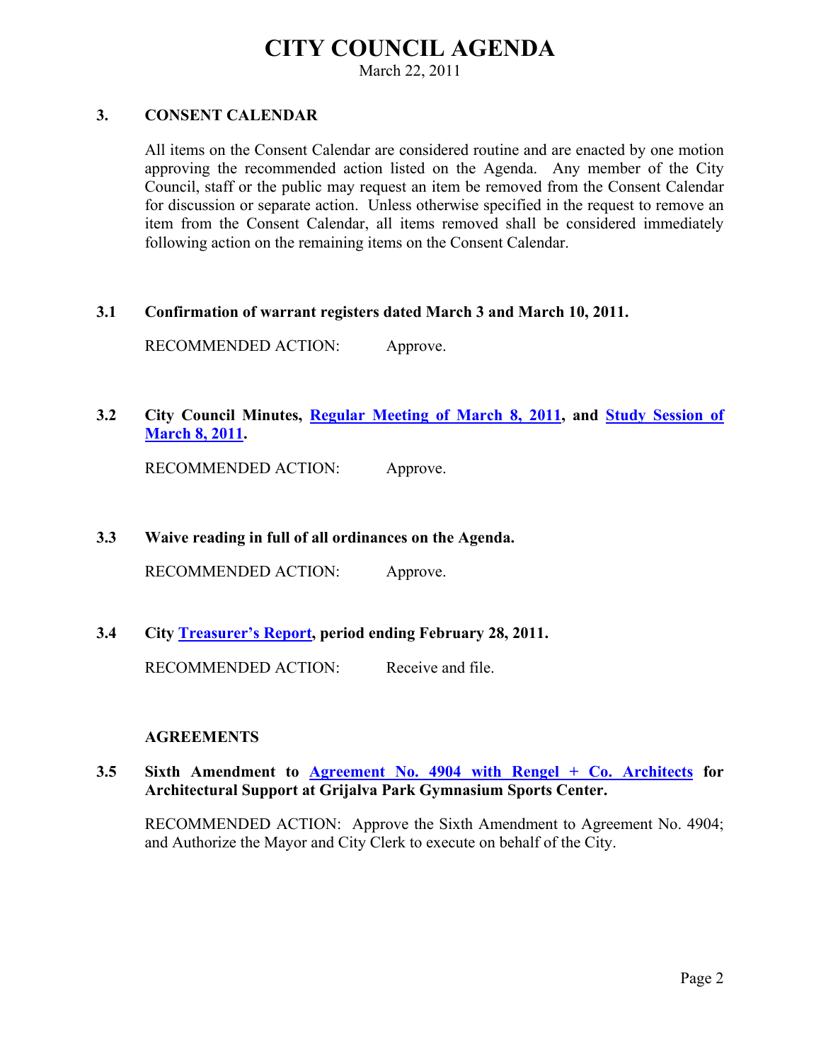# CITY COUNCIL AGENDA

March 22, 2011

## 3. CONSENT CALENDAR

All items on the Consent Calendar are considered routine and are enacted by one motion approving the recommended action listed on the Agenda. Any member of the City Council, staff or the public may request an item be removed from the Consent Calendar for discussion or separate action. Unless otherwise specified in the request to remove an item from the Consent Calendar, all items removed shall be considered immediately following action on the remaining items on the Consent Calendar.

### 3.1 Confirmation of warrant registers dated March 3 and March 10, 2011.

RECOMMENDED ACTION: Approve.

### 3.2 City Council Minutes, Regular Meeting of March 8, 2011, and Study Session of March 8, 2011.

RECOMMENDED ACTION: Approve.

### 3.3 Waive reading in full of all ordinances on the Agenda.

RECOMMENDED ACTION: Approve.

### 3.4 City Treasurer's Report, period ending February 28, 2011.

RECOMMENDED ACTION: Receive and file.

**AGREEMENTS**

### 3.5 Sixth Amendment to Agreement No. 4904 with Rengel + Co. Architects for Architectural Support at Grijalva Park Gymnasium Sports Center.

RECOMMENDED ACTION: Approve the Sixth Amendment to Agreement No. 4904; and Authorize the Mayor and City Clerk to execute on behalf of the City.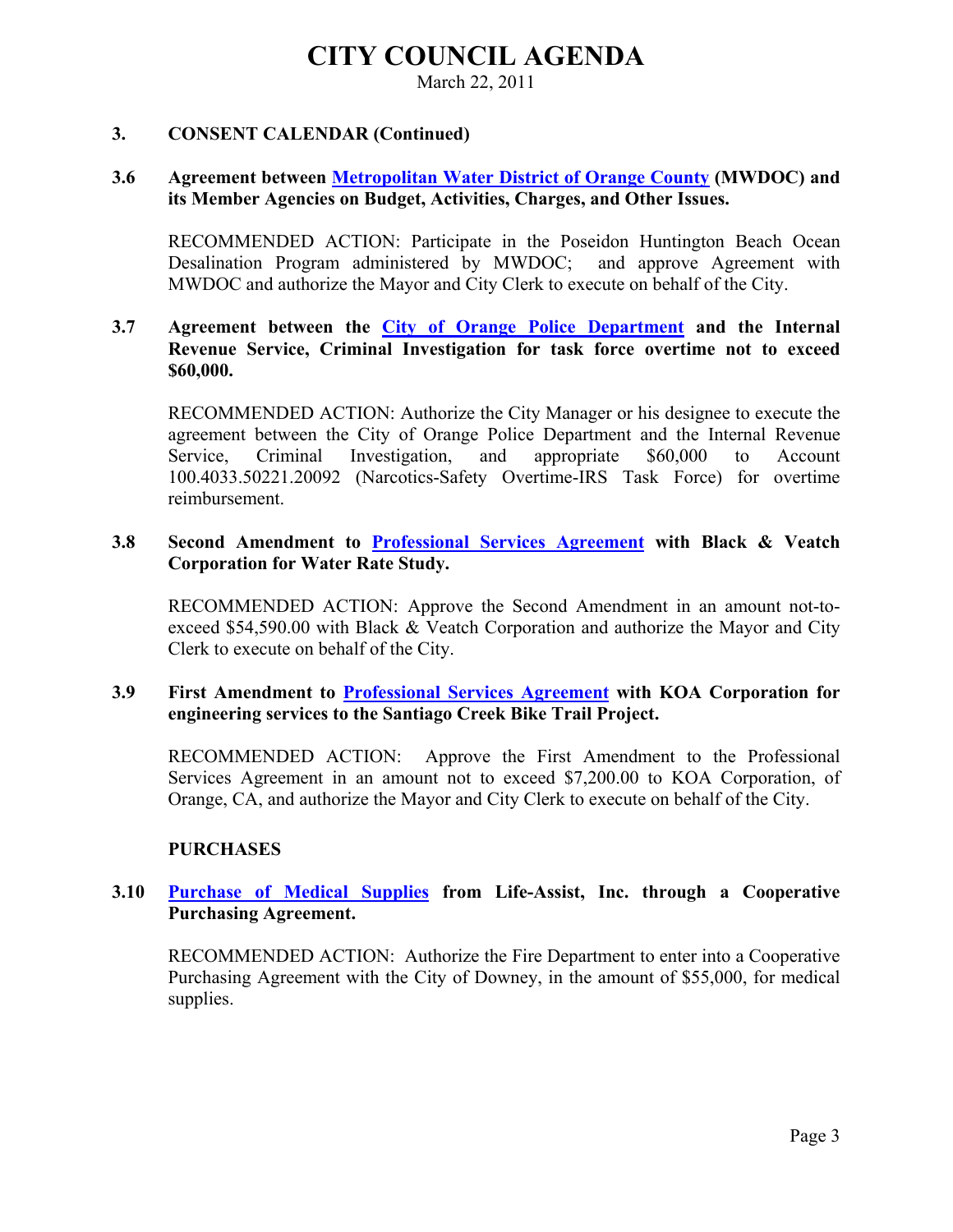# CITY COUNCIL AGENDA

March 22, 2011

## 3. CONSENT CALENDAR (Continued)

**3.6 Agreement between Metropolitan Water District of Orange County (MWDOC) and its Member Agencies on Budget, Activities, Charges, and Other Issues.**

RECOMMENDED ACTION: Participate in the Poseidon Huntington Beach Ocean Desalination Program administered by MWDOC; and approve Agreement with MWDOC and authorize the Mayor and City Clerk to execute on behalf of the City.

**3.7 Agreement between the City of Orange Police Department and the Internal Revenue Service, Criminal Investigation for task force overtime not to exceed $60,000.**

RECOMMENDED ACTION: Authorize the City Manager or his designee to execute the agreement between the City of Orange Police Department and the Internal Revenue Service, Criminal Investigation, and appropriate $60,000 to Account 100.4033.50221.20092 (Narcotics-Safety Overtime-IRS Task Force) for overtime reimbursement.

**3.8 Second Amendment to Professional Services Agreement with Black & Veatch Corporation for Water Rate Study.**

RECOMMENDED ACTION: Approve the Second Amendment in an amount not-to-exceed $54,590.00 with Black & Veatch Corporation and authorize the Mayor and City Clerk to execute on behalf of the City.

**3.9 First Amendment to Professional Services Agreement with KOA Corporation for engineering services to the Santiago Creek Bike Trail Project.**

RECOMMENDED ACTION: Approve the First Amendment to the Professional Services Agreement in an amount not to exceed $7,200.00 to KOA Corporation, of Orange, CA, and authorize the Mayor and City Clerk to execute on behalf of the City.

### PURCHASES

**3.10 Purchase of Medical Supplies from Life-Assist, Inc. through a Cooperative Purchasing Agreement.**

RECOMMENDED ACTION: Authorize the Fire Department to enter into a Cooperative Purchasing Agreement with the City of Downey, in the amount of $55,000, for medical supplies.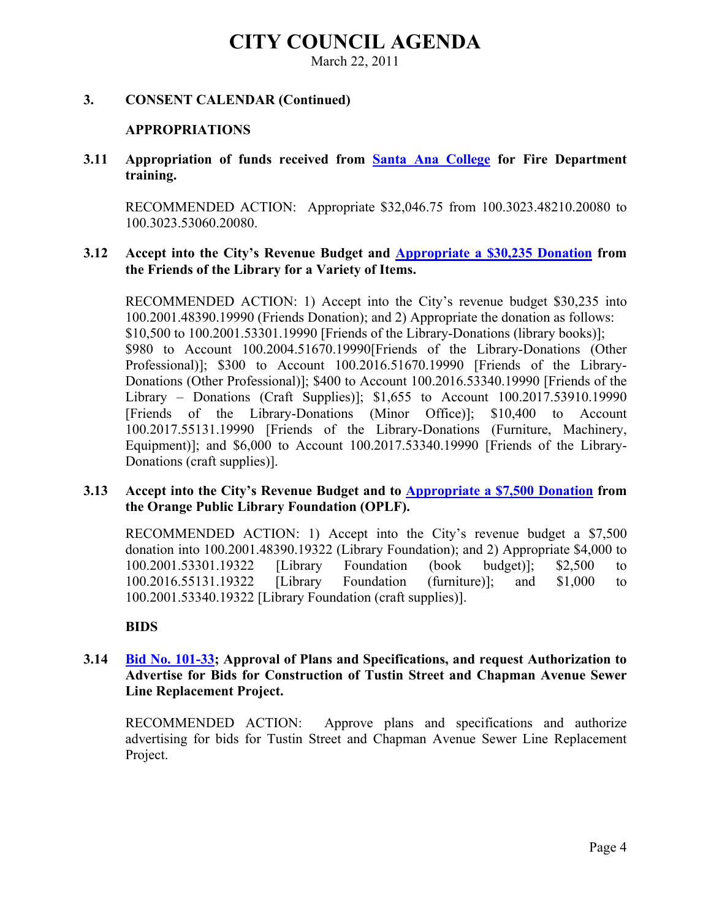# CITY COUNCIL AGENDA

March 22, 2011

## 3. CONSENT CALENDAR (Continued)

### APPROPRIATIONS

**3.11 Appropriation of funds received from Santa Ana College for Fire Department training.**

RECOMMENDED ACTION: Appropriate $32,046.75 from 100.3023.48210.20080 to 100.3023.53060.20080.

**3.12 Accept into the City's Revenue Budget and Appropriate a $30,235 Donation from the Friends of the Library for a Variety of Items.**

RECOMMENDED ACTION: 1) Accept into the City's revenue budget $30,235 into 100.2001.48390.19990 (Friends Donation); and 2) Appropriate the donation as follows: $10,500 to 100.2001.53301.19990 [Friends of the Library-Donations (library books)]; $980 to Account 100.2004.51670.19990[Friends of the Library-Donations (Other Professional)]; $300 to Account 100.2016.51670.19990 [Friends of the Library-Donations (Other Professional)]; $400 to Account 100.2016.53340.19990 [Friends of the Library – Donations (Craft Supplies)]; $1,655 to Account 100.2017.53910.19990 [Friends of the Library-Donations (Minor Office)]; $10,400 to Account 100.2017.55131.19990 [Friends of the Library-Donations (Furniture, Machinery, Equipment)]; and $6,000 to Account 100.2017.53340.19990 [Friends of the Library-Donations (craft supplies)].

**3.13 Accept into the City's Revenue Budget and to Appropriate a $7,500 Donation from the Orange Public Library Foundation (OPLF).**

RECOMMENDED ACTION: 1) Accept into the City's revenue budget a $7,500 donation into 100.2001.48390.19322 (Library Foundation); and 2) Appropriate $4,000 to 100.2001.53301.19322 [Library Foundation (book budget)]; $2,500 to 100.2016.55131.19322 [Library Foundation (furniture)]; and $1,000 to 100.2001.53340.19322 [Library Foundation (craft supplies)].

### BIDS

**3.14 Bid No. 101-33; Approval of Plans and Specifications, and request Authorization to Advertise for Bids for Construction of Tustin Street and Chapman Avenue Sewer Line Replacement Project.**

RECOMMENDED ACTION: Approve plans and specifications and authorize advertising for bids for Tustin Street and Chapman Avenue Sewer Line Replacement Project.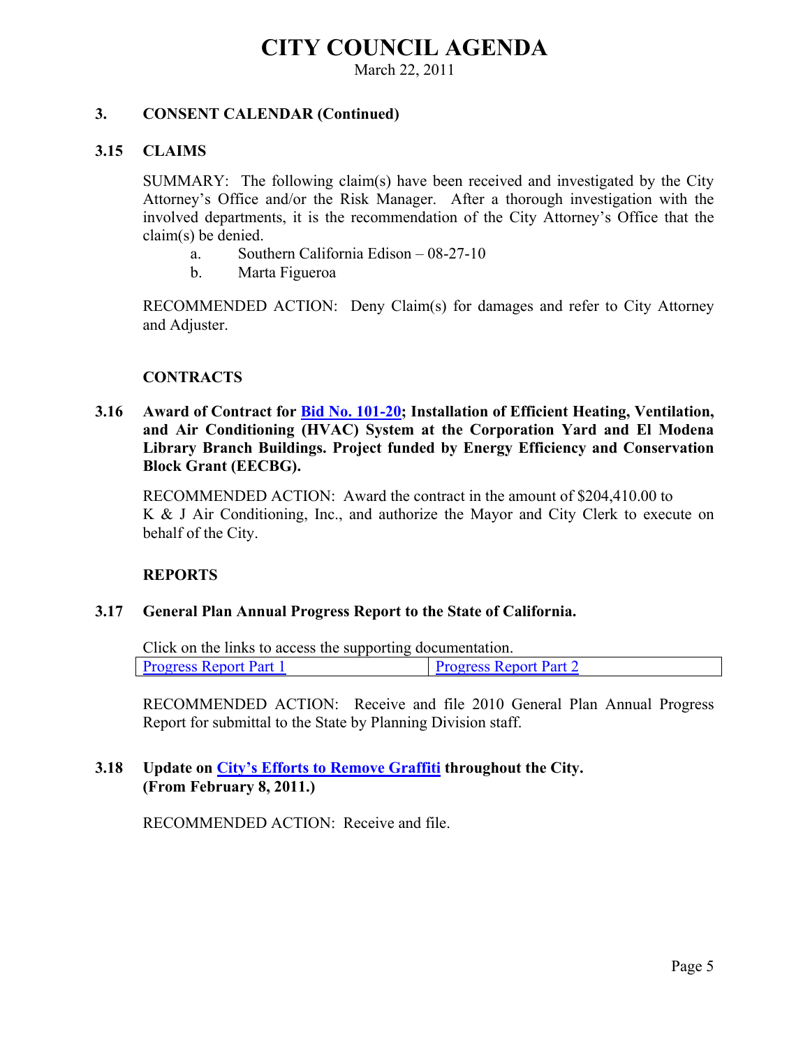# CITY COUNCIL AGENDA

March 22, 2011

## 3. CONSENT CALENDAR (Continued)

### 3.15 CLAIMS

SUMMARY: The following claim(s) have been received and investigated by the City Attorney's Office and/or the Risk Manager. After a thorough investigation with the involved departments, it is the recommendation of the City Attorney's Office that the claim(s) be denied.

a. Southern California Edison – 08-27-10
b. Marta Figueroa

RECOMMENDED ACTION: Deny Claim(s) for damages and refer to City Attorney and Adjuster.

**CONTRACTS**

### 3.16 Award of Contract for Bid No. 101-20; Installation of Efficient Heating, Ventilation, and Air Conditioning (HVAC) System at the Corporation Yard and El Modena Library Branch Buildings. Project funded by Energy Efficiency and Conservation Block Grant (EECBG).

RECOMMENDED ACTION: Award the contract in the amount of $204,410.00 to K & J Air Conditioning, Inc., and authorize the Mayor and City Clerk to execute on behalf of the City.

**REPORTS**

### 3.17 General Plan Annual Progress Report to the State of California.

Click on the links to access the supporting documentation.

| | |
|---|---|
| Progress Report Part 1 | Progress Report Part 2 |

RECOMMENDED ACTION: Receive and file 2010 General Plan Annual Progress Report for submittal to the State by Planning Division staff.

### 3.18 Update on City's Efforts to Remove Graffiti throughout the City. (From February 8, 2011.)

RECOMMENDED ACTION: Receive and file.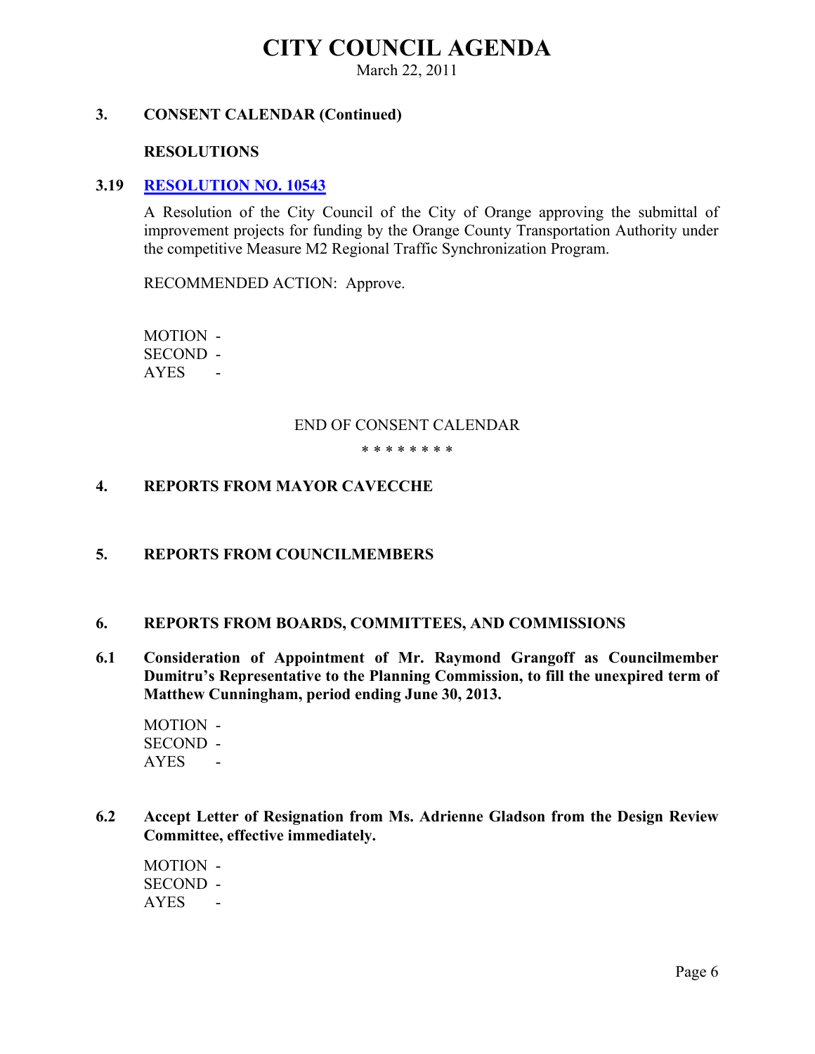# CITY COUNCIL AGENDA

March 22, 2011

## 3. CONSENT CALENDAR (Continued)

### RESOLUTIONS

### 3.19 RESOLUTION NO. 10543

A Resolution of the City Council of the City of Orange approving the submittal of improvement projects for funding by the Orange County Transportation Authority under the competitive Measure M2 Regional Traffic Synchronization Program.

RECOMMENDED ACTION: Approve.

MOTION -
SECOND -
AYES -

END OF CONSENT CALENDAR

* * * * * * * *

## 4. REPORTS FROM MAYOR CAVECCHE

## 5. REPORTS FROM COUNCILMEMBERS

## 6. REPORTS FROM BOARDS, COMMITTEES, AND COMMISSIONS

**6.1 Consideration of Appointment of Mr. Raymond Grangoff as Councilmember Dumitru's Representative to the Planning Commission, to fill the unexpired term of Matthew Cunningham, period ending June 30, 2013.**

MOTION -
SECOND -
AYES -

**6.2 Accept Letter of Resignation from Ms. Adrienne Gladson from the Design Review Committee, effective immediately.**

MOTION -
SECOND -
AYES -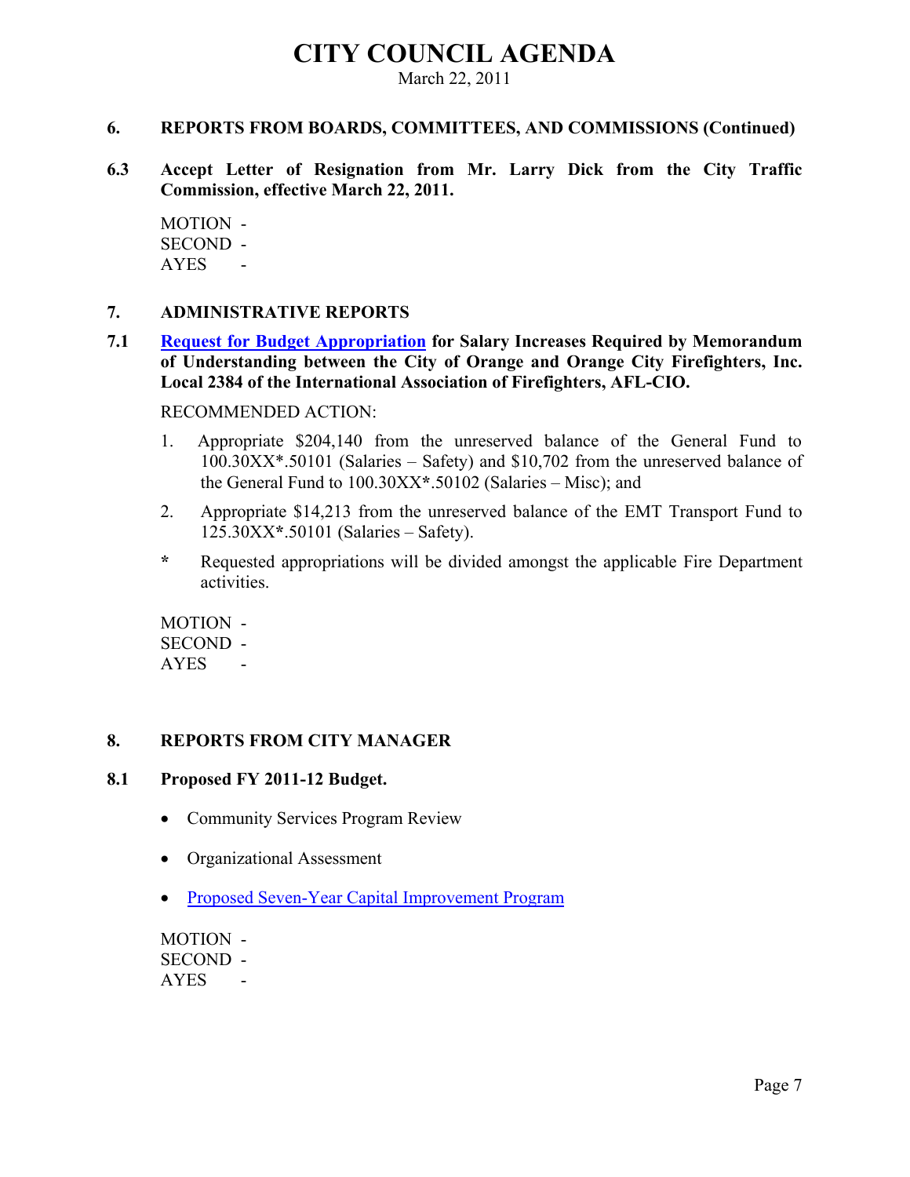# CITY COUNCIL AGENDA

March 22, 2011

## 6. REPORTS FROM BOARDS, COMMITTEES, AND COMMISSIONS (Continued)

**6.3 Accept Letter of Resignation from Mr. Larry Dick from the City Traffic Commission, effective March 22, 2011.**

MOTION -
SECOND -
AYES -

## 7. ADMINISTRATIVE REPORTS

**7.1 Request for Budget Appropriation for Salary Increases Required by Memorandum of Understanding between the City of Orange and Orange City Firefighters, Inc. Local 2384 of the International Association of Firefighters, AFL-CIO.**

RECOMMENDED ACTION:

1. Appropriate $204,140 from the unreserved balance of the General Fund to 100.30XX*.50101 (Salaries – Safety) and $10,702 from the unreserved balance of the General Fund to 100.30XX*.50102 (Salaries – Misc); and
2. Appropriate $14,213 from the unreserved balance of the EMT Transport Fund to 125.30XX*.50101 (Salaries – Safety).

\* Requested appropriations will be divided amongst the applicable Fire Department activities.

MOTION -
SECOND -
AYES -

## 8. REPORTS FROM CITY MANAGER

**8.1 Proposed FY 2011-12 Budget.**

- Community Services Program Review
- Organizational Assessment
- Proposed Seven-Year Capital Improvement Program

MOTION -
SECOND -
AYES -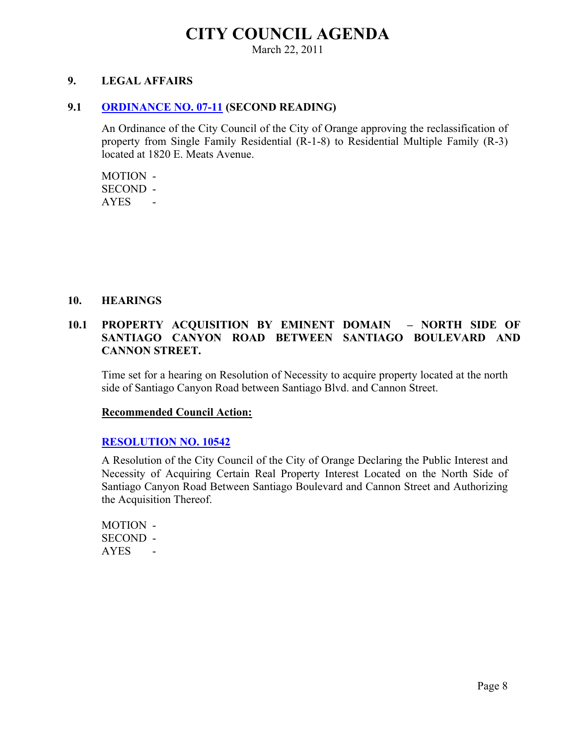# CITY COUNCIL AGENDA

March 22, 2011

## 9. LEGAL AFFAIRS

### 9.1 ORDINANCE NO. 07-11 (SECOND READING)

An Ordinance of the City Council of the City of Orange approving the reclassification of property from Single Family Residential (R-1-8) to Residential Multiple Family (R-3) located at 1820 E. Meats Avenue.

MOTION -
SECOND -
AYES -

## 10. HEARINGS

### 10.1 PROPERTY ACQUISITION BY EMINENT DOMAIN – NORTH SIDE OF SANTIAGO CANYON ROAD BETWEEN SANTIAGO BOULEVARD AND CANNON STREET.

Time set for a hearing on Resolution of Necessity to acquire property located at the north side of Santiago Canyon Road between Santiago Blvd. and Cannon Street.

**Recommended Council Action:**

**RESOLUTION NO. 10542**

A Resolution of the City Council of the City of Orange Declaring the Public Interest and Necessity of Acquiring Certain Real Property Interest Located on the North Side of Santiago Canyon Road Between Santiago Boulevard and Cannon Street and Authorizing the Acquisition Thereof.

MOTION -
SECOND -
AYES -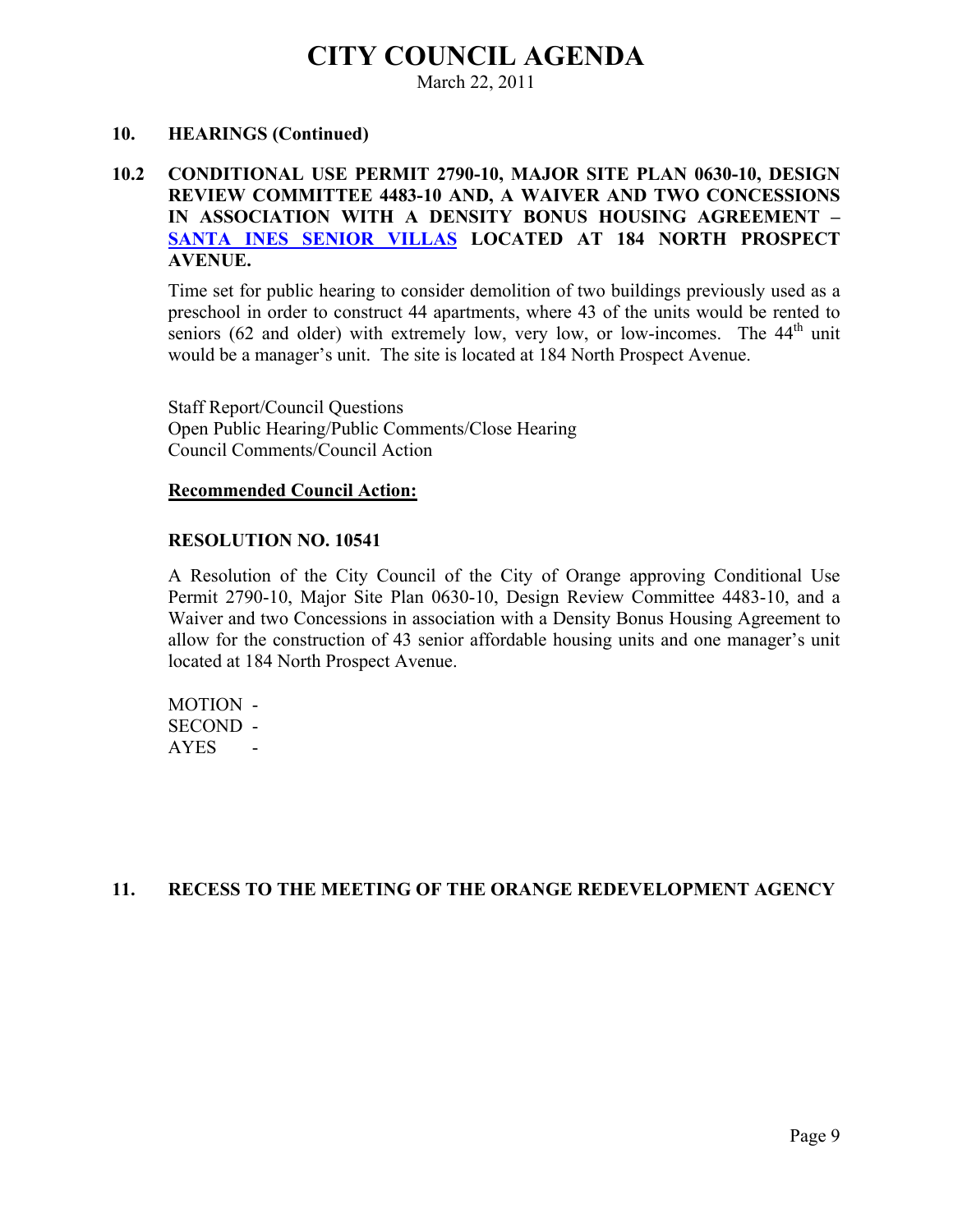# CITY COUNCIL AGENDA

March 22, 2011

**10. HEARINGS (Continued)**

**10.2 CONDITIONAL USE PERMIT 2790-10, MAJOR SITE PLAN 0630-10, DESIGN REVIEW COMMITTEE 4483-10 AND, A WAIVER AND TWO CONCESSIONS IN ASSOCIATION WITH A DENSITY BONUS HOUSING AGREEMENT – SANTA INES SENIOR VILLAS LOCATED AT 184 NORTH PROSPECT AVENUE.**

Time set for public hearing to consider demolition of two buildings previously used as a preschool in order to construct 44 apartments, where 43 of the units would be rented to seniors (62 and older) with extremely low, very low, or low-incomes. The 44th unit would be a manager's unit. The site is located at 184 North Prospect Avenue.

Staff Report/Council Questions
Open Public Hearing/Public Comments/Close Hearing
Council Comments/Council Action

**Recommended Council Action:**

**RESOLUTION NO. 10541**

A Resolution of the City Council of the City of Orange approving Conditional Use Permit 2790-10, Major Site Plan 0630-10, Design Review Committee 4483-10, and a Waiver and two Concessions in association with a Density Bonus Housing Agreement to allow for the construction of 43 senior affordable housing units and one manager's unit located at 184 North Prospect Avenue.

MOTION -
SECOND -
AYES -

**11. RECESS TO THE MEETING OF THE ORANGE REDEVELOPMENT AGENCY**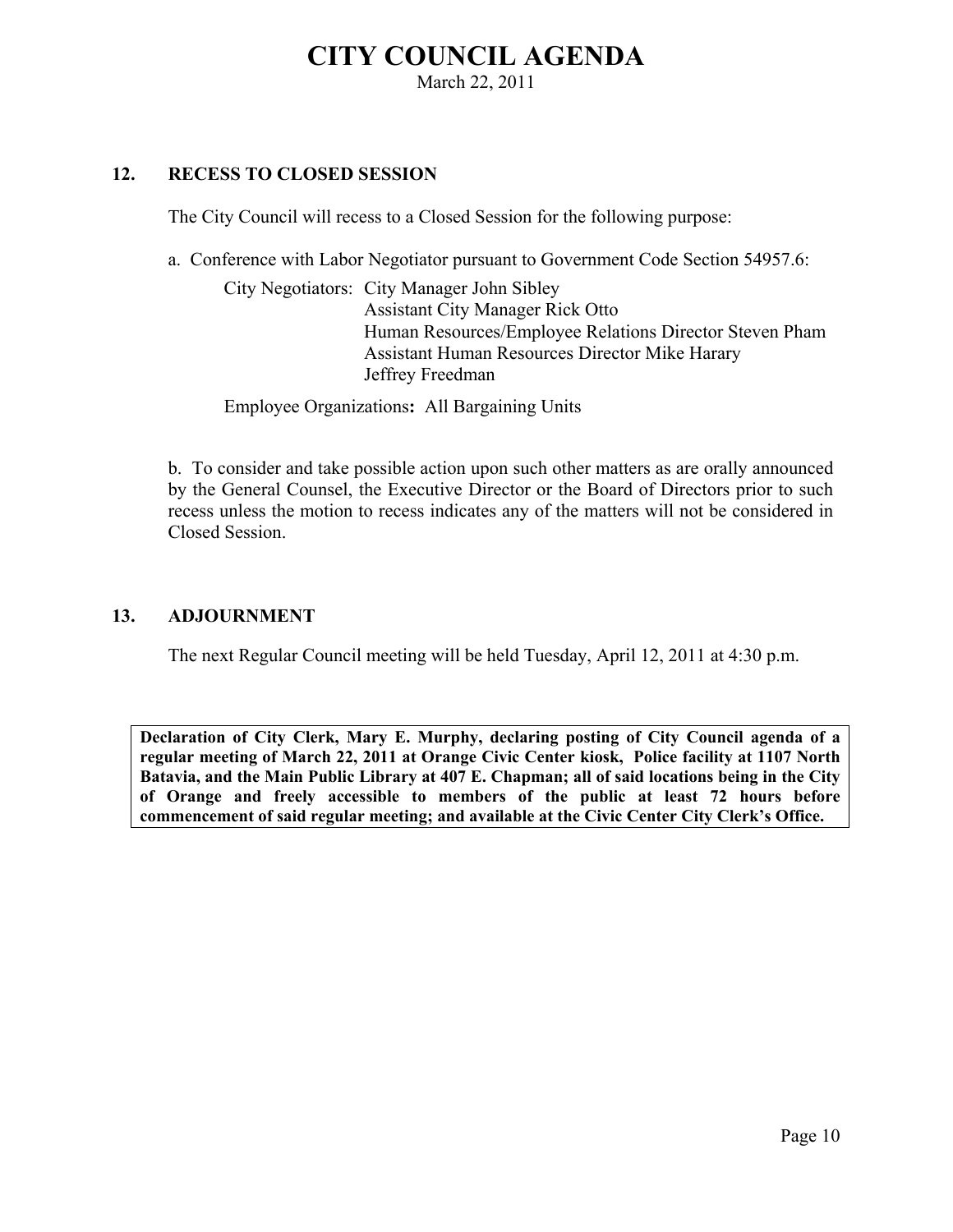# CITY COUNCIL AGENDA

March 22, 2011

## 12. RECESS TO CLOSED SESSION

The City Council will recess to a Closed Session for the following purpose:

a. Conference with Labor Negotiator pursuant to Government Code Section 54957.6:

City Negotiators: City Manager John Sibley
Assistant City Manager Rick Otto
Human Resources/Employee Relations Director Steven Pham
Assistant Human Resources Director Mike Harary
Jeffrey Freedman

Employee Organizations**:** All Bargaining Units

b. To consider and take possible action upon such other matters as are orally announced by the General Counsel, the Executive Director or the Board of Directors prior to such recess unless the motion to recess indicates any of the matters will not be considered in Closed Session.

## 13. ADJOURNMENT

The next Regular Council meeting will be held Tuesday, April 12, 2011 at 4:30 p.m.

**Declaration of City Clerk, Mary E. Murphy, declaring posting of City Council agenda of a regular meeting of March 22, 2011 at Orange Civic Center kiosk, Police facility at 1107 North Batavia, and the Main Public Library at 407 E. Chapman; all of said locations being in the City of Orange and freely accessible to members of the public at least 72 hours before commencement of said regular meeting; and available at the Civic Center City Clerk's Office.**